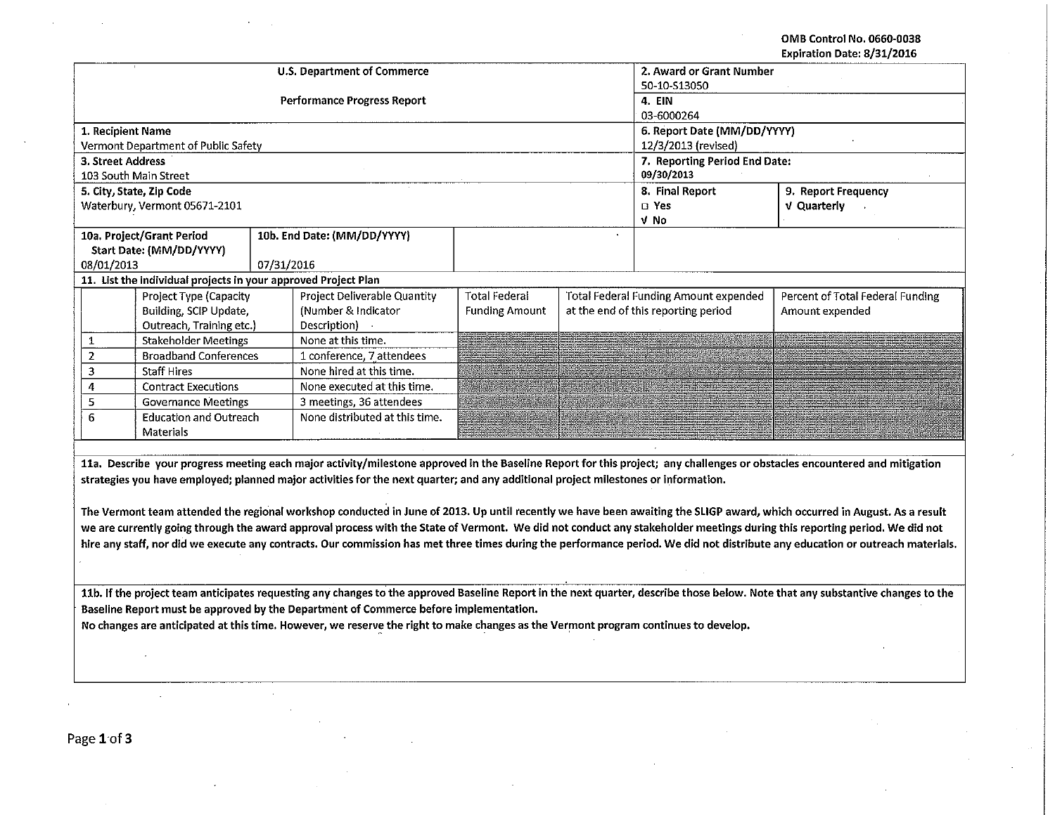OMB Control No. 0660-0038
Expiration Date: 8/31/2016

| U.S. Department of Commerce<br>Performance Progress Report | 2. Award or Grant Number<br>50-10-S13050<br>4. EIN<br>03-6000264 | |
|---|---|---|
| 1. Recipient Name<br>Vermont Department of Public Safety | 6. Report Date (MM/DD/YYYY)<br>12/3/2013 (revised) | |
| 3. Street Address<br>103 South Main Street | 7. Reporting Period End Date:<br>09/30/2013 | |
| 5. City, State, Zip Code<br>Waterbury, Vermont 05671-2101 | 8. Final Report<br>□ Yes<br>√ No | 9. Report Frequency<br>√ Quarterly |

| 10a. Project/Grant Period Start Date: (MM/DD/YYYY) | 10b. End Date: (MM/DD/YYYY) |
|---|---|
| 08/01/2013 | 07/31/2016 |

**11. List the individual projects in your approved Project Plan**

| | Project Type (Capacity Building, SCIP Update, Outreach, Training etc.) | Project Deliverable Quantity (Number & Indicator Description) | Total Federal Funding Amount | Total Federal Funding Amount expended at the end of this reporting period | Percent of Total Federal Funding Amount expended |
|---|---|---|---|---|---|
| 1 | Stakeholder Meetings | None at this time. | | | |
| 2 | Broadband Conferences | 1 conference, 7 attendees | | | |
| 3 | Staff Hires | None hired at this time. | | | |
| 4 | Contract Executions | None executed at this time. | | | |
| 5 | Governance Meetings | 3 meetings, 36 attendees | | | |
| 6 | Education and Outreach Materials | None distributed at this time. | | | |

**11a. Describe your progress meeting each major activity/milestone approved in the Baseline Report for this project; any challenges or obstacles encountered and mitigation strategies you have employed; planned major activities for the next quarter; and any additional project milestones or information.**

The Vermont team attended the regional workshop conducted in June of 2013. Up until recently we have been awaiting the SLIGP award, which occurred in August. As a result we are currently going through the award approval process with the State of Vermont. We did not conduct any stakeholder meetings during this reporting period. We did not hire any staff, nor did we execute any contracts. Our commission has met three times during the performance period. We did not distribute any education or outreach materials.

**11b. If the project team anticipates requesting any changes to the approved Baseline Report in the next quarter, describe those below. Note that any substantive changes to the Baseline Report must be approved by the Department of Commerce before implementation.**

No changes are anticipated at this time. However, we reserve the right to make changes as the Vermont program continues to develop.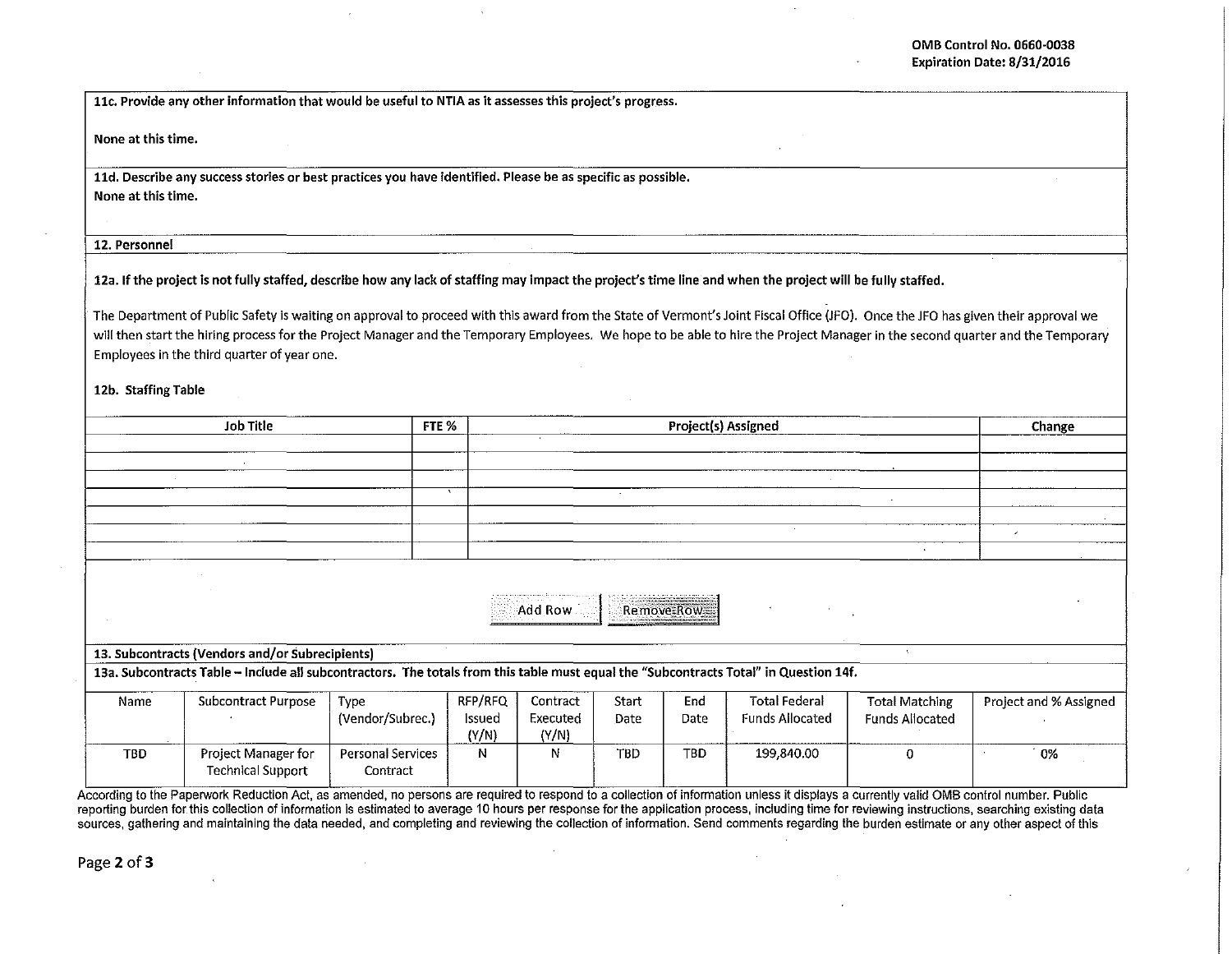**11c. Provide any other information that would be useful to NTIA as it assesses this project's progress.**

None at this time.

**11d. Describe any success stories or best practices you have identified. Please be as specific as possible.**

None at this time.

**12. Personnel**

**12a. If the project is not fully staffed, describe how any lack of staffing may impact the project's time line and when the project will be fully staffed.**

The Department of Public Safety is waiting on approval to proceed with this award from the State of Vermont's Joint Fiscal Office (JFO). Once the JFO has given their approval we will then start the hiring process for the Project Manager and the Temporary Employees. We hope to be able to hire the Project Manager in the second quarter and the Temporary Employees in the third quarter of year one.

**12b. Staffing Table**

| Job Title | FTE % | Project(s) Assigned | Change |
|---|---|---|---|
| | | | |
| | | | |
| | | | |
| | | | |
| | | | |
| | | | |
| | | | |

Add Row | Remove Row

**13. Subcontracts (Vendors and/or Subrecipients)**

**13a. Subcontracts Table – Include all subcontractors. The totals from this table must equal the "Subcontracts Total" in Question 14f.**

| Name | Subcontract Purpose | Type (Vendor/Subrec.) | RFP/RFQ Issued (Y/N) | Contract Executed (Y/N) | Start Date | End Date | Total Federal Funds Allocated | Total Matching Funds Allocated | Project and % Assigned |
|---|---|---|---|---|---|---|---|---|---|
| TBD | Project Manager for Technical Support | Personal Services Contract | N | N | TBD | TBD | 199,840.00 | 0 | 0% |

According to the Paperwork Reduction Act, as amended, no persons are required to respond to a collection of information unless it displays a currently valid OMB control number. Public reporting burden for this collection of information is estimated to average 10 hours per response for the application process, including time for reviewing instructions, searching existing data sources, gathering and maintaining the data needed, and completing and reviewing the collection of information. Send comments regarding the burden estimate or any other aspect of this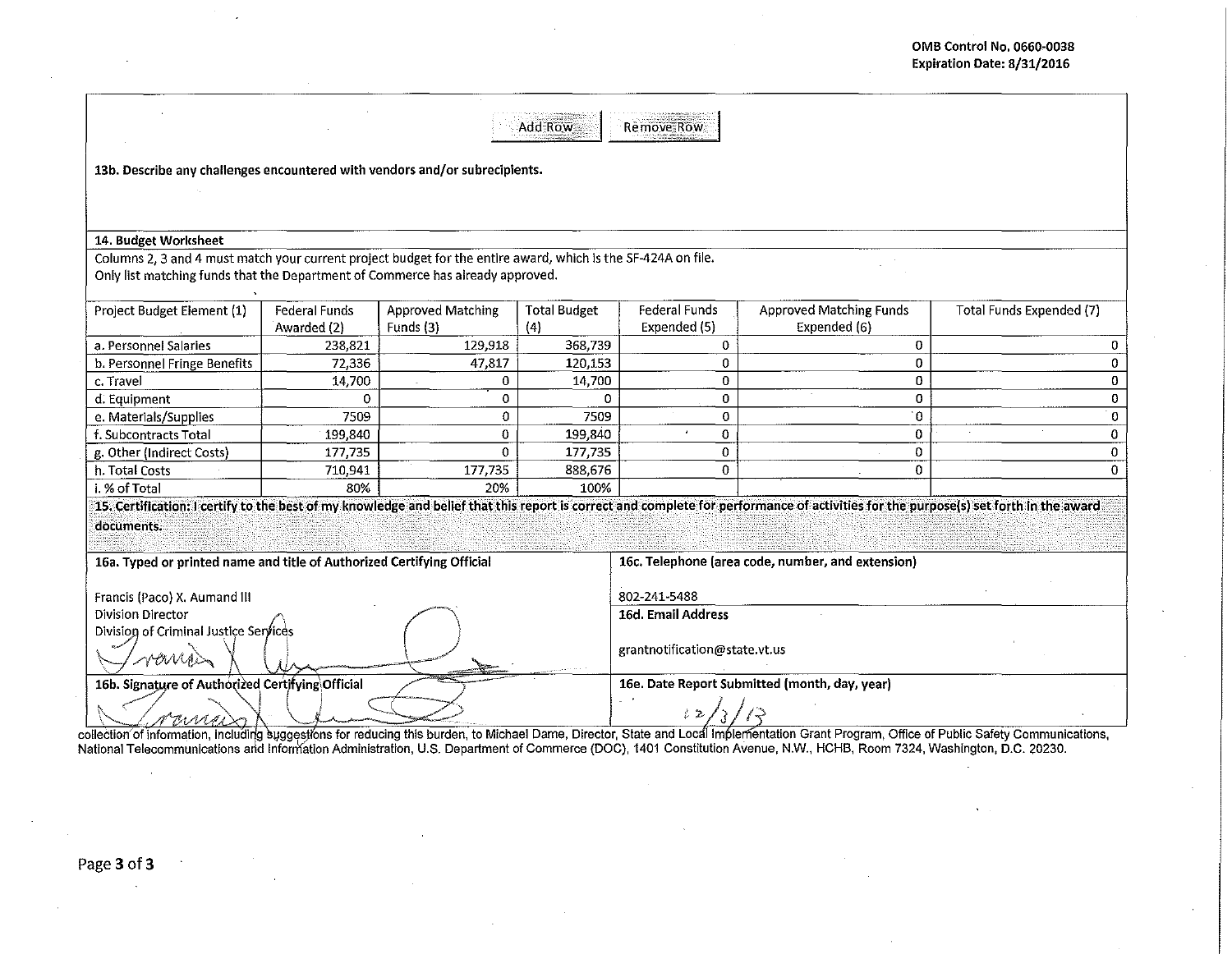OMB Control No. 0660-0038
Expiration Date: 8/31/2016

Add Row | Remove Row

**13b. Describe any challenges encountered with vendors and/or subrecipients.**

**14. Budget Worksheet**

Columns 2, 3 and 4 must match your current project budget for the entire award, which is the SF-424A on file.
Only list matching funds that the Department of Commerce has already approved.

| Project Budget Element (1) | Federal Funds Awarded (2) | Approved Matching Funds (3) | Total Budget (4) | Federal Funds Expended (5) | Approved Matching Funds Expended (6) | Total Funds Expended (7) |
|---|---|---|---|---|---|---|
| a. Personnel Salaries | 238,821 | 129,918 | 368,739 | 0 | 0 | 0 |
| b. Personnel Fringe Benefits | 72,336 | 47,817 | 120,153 | 0 | 0 | 0 |
| c. Travel | 14,700 | 0 | 14,700 | 0 | 0 | 0 |
| d. Equipment | 0 | 0 | 0 | 0 | 0 | 0 |
| e. Materials/Supplies | 7509 | 0 | 7509 | 0 | 0 | 0 |
| f. Subcontracts Total | 199,840 | 0 | 199,840 | 0 | 0 | 0 |
| g. Other (Indirect Costs) | 177,735 | 0 | 177,735 | 0 | 0 | 0 |
| h. Total Costs | 710,941 | 177,735 | 888,676 | 0 | 0 | 0 |
| i. % of Total | 80% | 20% | 100% | | | |

**15. Certification: I certify to the best of my knowledge and belief that this report is correct and complete for performance of activities for the purpose(s) set forth in the award documents.**

**16a. Typed or printed name and title of Authorized Certifying Official**

Francis (Paco) X. Aumand III
Division Director
Division of Criminal Justice Services

**16b. Signature of Authorized Certifying Official**

**16c. Telephone (area code, number, and extension)**

802-241-5488

**16d. Email Address**

grantnotification@state.vt.us

**16e. Date Report Submitted (month, day, year)**

12/3/13

collection of information, including suggestions for reducing this burden, to Michael Dame, Director, State and Local Implementation Grant Program, Office of Public Safety Communications, National Telecommunications and Information Administration, U.S. Department of Commerce (DOC), 1401 Constitution Avenue, N.W., HCHB, Room 7324, Washington, D.C. 20230.